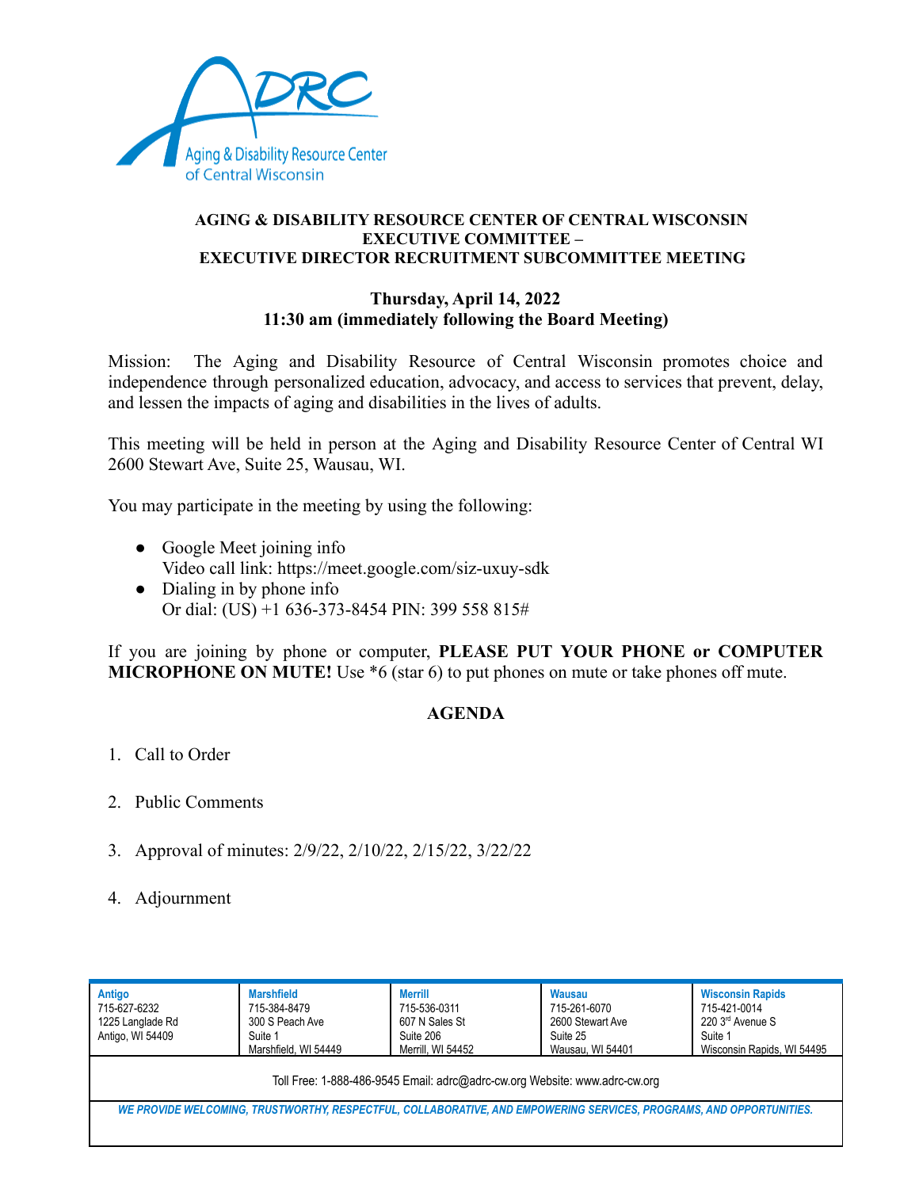ADRC
Aging & Disability Resource Center of Central Wisconsin

**AGING & DISABILITY RESOURCE CENTER OF CENTRAL WISCONSIN**
**EXECUTIVE COMMITTEE –**
**EXECUTIVE DIRECTOR RECRUITMENT SUBCOMMITTEE MEETING**

**Thursday, April 14, 2022**
**11:30 am (immediately following the Board Meeting)**

Mission: The Aging and Disability Resource of Central Wisconsin promotes choice and independence through personalized education, advocacy, and access to services that prevent, delay, and lessen the impacts of aging and disabilities in the lives of adults.

This meeting will be held in person at the Aging and Disability Resource Center of Central WI 2600 Stewart Ave, Suite 25, Wausau, WI.

You may participate in the meeting by using the following:

- Google Meet joining info
  Video call link: https://meet.google.com/siz-uxuy-sdk
- Dialing in by phone info
  Or dial: (US) +1 636-373-8454 PIN: 399 558 815#

If you are joining by phone or computer, **PLEASE PUT YOUR PHONE or COMPUTER MICROPHONE ON MUTE!** Use *6 (star 6) to put phones on mute or take phones off mute.

**AGENDA**

1. Call to Order
2. Public Comments
3. Approval of minutes: 2/9/22, 2/10/22, 2/15/22, 3/22/22
4. Adjournment

| Antigo | Marshfield | Merrill | Wausau | Wisconsin Rapids |
|---|---|---|---|---|
| 715-627-6232 | 715-384-8479 | 715-536-0311 | 715-261-6070 | 715-421-0014 |
| 1225 Langlade Rd | 300 S Peach Ave | 607 N Sales St | 2600 Stewart Ave | 220 3rd Avenue S |
| Antigo, WI 54409 | Suite 1 | Suite 206 | Suite 25 | Suite 1 |
| | Marshfield, WI 54449 | Merrill, WI 54452 | Wausau, WI 54401 | Wisconsin Rapids, WI 54495 |

Toll Free: 1-888-486-9545 Email: adrc@adrc-cw.org Website: www.adrc-cw.org

*WE PROVIDE WELCOMING, TRUSTWORTHY, RESPECTFUL, COLLABORATIVE, AND EMPOWERING SERVICES, PROGRAMS, AND OPPORTUNITIES.*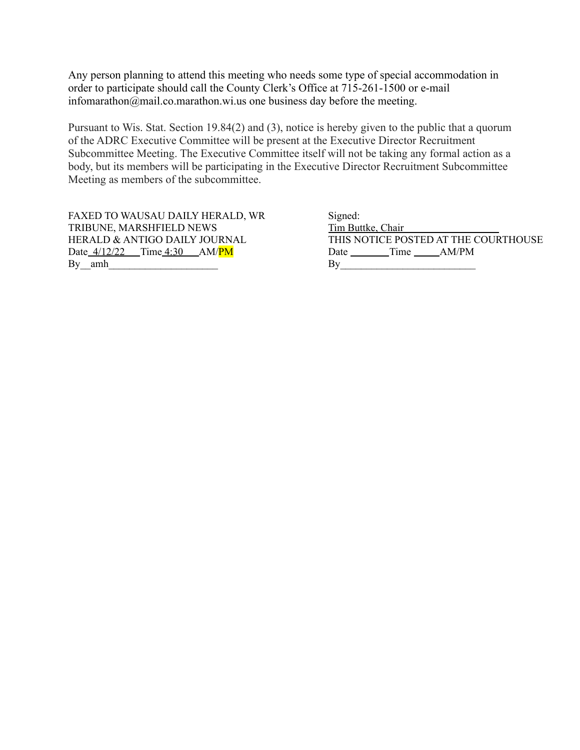Any person planning to attend this meeting who needs some type of special accommodation in order to participate should call the County Clerk's Office at 715-261-1500 or e-mail infomarathon@mail.co.marathon.wi.us one business day before the meeting.

Pursuant to Wis. Stat. Section 19.84(2) and (3), notice is hereby given to the public that a quorum of the ADRC Executive Committee will be present at the Executive Director Recruitment Subcommittee Meeting. The Executive Committee itself will not be taking any formal action as a body, but its members will be participating in the Executive Director Recruitment Subcommittee Meeting as members of the subcommittee.

FAXED TO WAUSAU DAILY HERALD, WR TRIBUNE, MARSHFIELD NEWS HERALD & ANTIGO DAILY JOURNAL
Date 4/12/22 Time 4:30 AM/PM
By amh

Signed:
Tim Buttke, Chair

THIS NOTICE POSTED AT THE COURTHOUSE
Date ________ Time _____ AM/PM
By__________________________